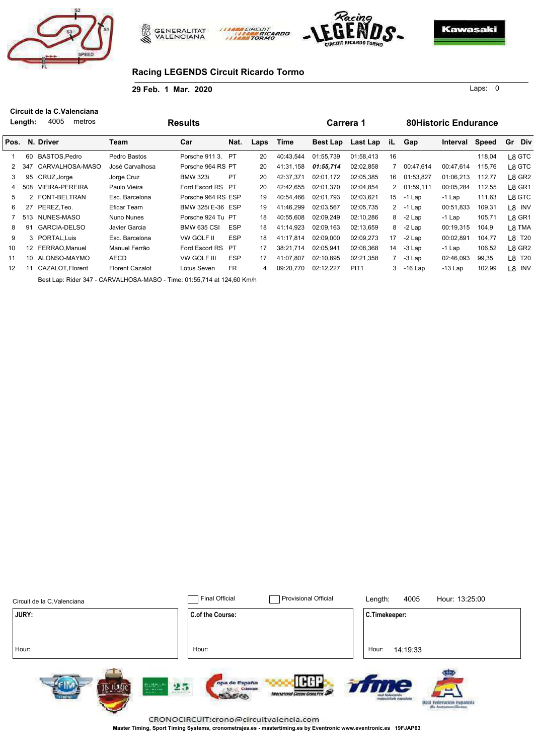GENERALITAT VALENCIANA

CIRCUIT RICARDO TORMO

Racing LEGENDS CIRCUIT RICARDO TORMO

Kawasaki

# Racing LEGENDS Circuit Ricardo Tormo

**29 Feb. 1 Mar. 2020**

Laps: 0

**Circuit de la C.Valenciana**

**Length:** 4005 metros

## Results

## Carrera 1

## 80Historic Endurance

| Pos. | N. | Driver | Team | Car | Nat. | Laps | Time | Best Lap | Last Lap | iL | Gap | Interval | Speed | Gr | Div |
|---|---|---|---|---|---|---|---|---|---|---|---|---|---|---|---|
| 1 | 60 | BASTOS,Pedro | Pedro Bastos | Porsche 911 3. | PT | 20 | 40:43,544 | 01:55,739 | 01:58,413 | 16 | | | 118,04 | L8 | GTC |
| 2 | 347 | CARVALHOSA-MASO | José Carvalhosa | Porsche 964 RS | PT | 20 | 41:31,158 | ***01:55,714*** | 02:02,858 | 7 | 00:47,614 | 00:47,614 | 115,76 | L8 | GTC |
| 3 | 95 | CRUZ,Jorge | Jorge Cruz | BMW 323i | PT | 20 | 42:37,371 | 02:01,172 | 02:05,385 | 16 | 01:53,827 | 01:06,213 | 112,77 | L8 | GR2 |
| 4 | 508 | VIEIRA-PEREIRA | Paulo Vieira | Ford Escort RS | PT | 20 | 42:42,655 | 02:01,370 | 02:04,854 | 2 | 01:59,111 | 00:05,284 | 112,55 | L8 | GR1 |
| 5 | 2 | FONT-BELTRAN | Esc. Barcelona | Porsche 964 RS | ESP | 19 | 40:54,466 | 02:01,793 | 02:03,621 | 15 | -1 Lap | -1 Lap | 111,63 | L8 | GTC |
| 6 | 27 | PEREZ,Teo. | Eficar Team | BMW 325i E-36 | ESP | 19 | 41:46,299 | 02:03,567 | 02:05,735 | 2 | -1 Lap | 00:51,833 | 109,31 | L8 | INV |
| 7 | 513 | NUNES-MASO | Nuno Nunes | Porsche 924 Tu | PT | 18 | 40:55,608 | 02:09,249 | 02:10,286 | 8 | -2 Lap | -1 Lap | 105,71 | L8 | GR1 |
| 8 | 91 | GARCIA-DELSO | Javier Garcia | BMW 635 CSI | ESP | 18 | 41:14,923 | 02:09,163 | 02:13,659 | 8 | -2 Lap | 00:19,315 | 104,9 | L8 | TMA |
| 9 | 3 | PORTAL,Luis | Esc. Barcelona | VW GOLF II | ESP | 18 | 41:17,814 | 02:09,000 | 02:09,273 | 17 | -2 Lap | 00:02,891 | 104,77 | L8 | T20 |
| 10 | 12 | FERRAO,Manuel | Manuel Ferrão | Ford Escort RS | PT | 17 | 38:21,714 | 02:05,941 | 02:08,368 | 14 | -3 Lap | -1 Lap | 106,52 | L8 | GR2 |
| 11 | 10 | ALONSO-MAYMO | AECD | VW GOLF III | ESP | 17 | 41:07,807 | 02:10,895 | 02:21,358 | 7 | -3 Lap | 02:46,093 | 99,35 | L8 | T20 |
| 12 | 11 | CAZALOT,Florent | Florent Cazalot | Lotus Seven | FR | 4 | 09:20,770 | 02:12,227 | PIT1 | 3 | -16 Lap | -13 Lap | 102,99 | L8 | INV |

Best Lap: Rider 347 - CARVALHOSA-MASO - Time: 01:55,714 at 124,60 Km/h

Circuit de la C.Valenciana

☐ Final Official ☐ Provisional Official

Length: 4005 Hour: 13:25:00

| JURY: | C.of the Course: | C.Timekeeper: |
|---|---|---|
| Hour: | Hour: | Hour: 14:19:33 |

CRONOCIRCUIT:crono@circuitvalencia.com

Master Timing, Sport Timing Systems, cronometrajes.es - mastertiming.es by Eventronic www.eventronic.es 19FJAP63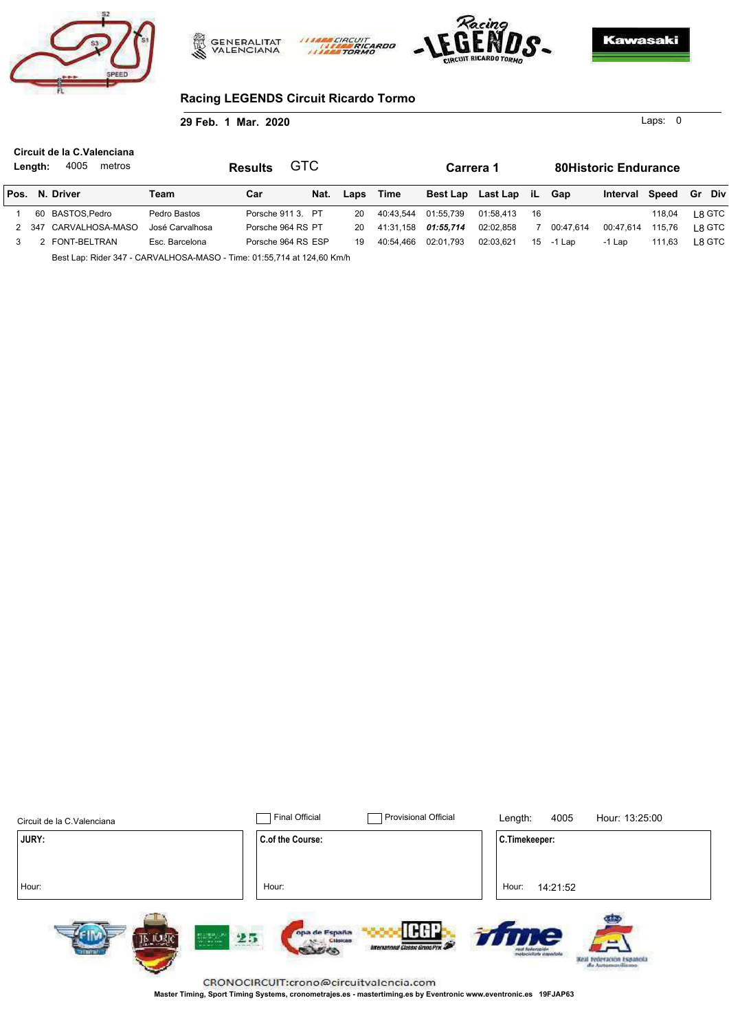## Racing LEGENDS Circuit Ricardo Tormo

**29 Feb. 1 Mar. 2020** Laps: 0

**Circuit de la C.Valenciana**

**Length:** 4005 metros

**Results** GTC **Carrera 1** **80Historic Endurance**

| Pos. | N. | Driver | Team | Car | Nat. | Laps | Time | Best Lap | Last Lap | iL | Gap | Interval | Speed | Gr | Div |
|---|---|---|---|---|---|---|---|---|---|---|---|---|---|---|---|
| 1 | 60 | BASTOS,Pedro | Pedro Bastos | Porsche 911 3. | PT | 20 | 40:43,544 | 01:55,739 | 01:58,413 | 16 | | | 118,04 | L8 | GTC |
| 2 | 347 | CARVALHOSA-MASO | José Carvalhosa | Porsche 964 RS | PT | 20 | 41:31,158 | ***01:55,714*** | 02:02,858 | 7 | 00:47,614 | 00:47,614 | 115,76 | L8 | GTC |
| 3 | 2 | FONT-BELTRAN | Esc. Barcelona | Porsche 964 RS | ESP | 19 | 40:54,466 | 02:01,793 | 02:03,621 | 15 | -1 Lap | -1 Lap | 111,63 | L8 | GTC |

Best Lap: Rider 347 - CARVALHOSA-MASO - Time: 01:55,714 at 124,60 Km/h

Circuit de la C.Valenciana ☐ Final Official ☐ Provisional Official Length: 4005 Hour: 13:25:00

| JURY: | C.of the Course: | C.Timekeeper: |
|---|---|---|
| Hour: | Hour: | Hour: 14:21:52 |

CRONOCIRCUIT:crono@circuitvalencia.com

Master Timing, Sport Timing Systems, cronometrajes.es - mastertiming.es by Eventronic www.eventronic.es 19FJAP63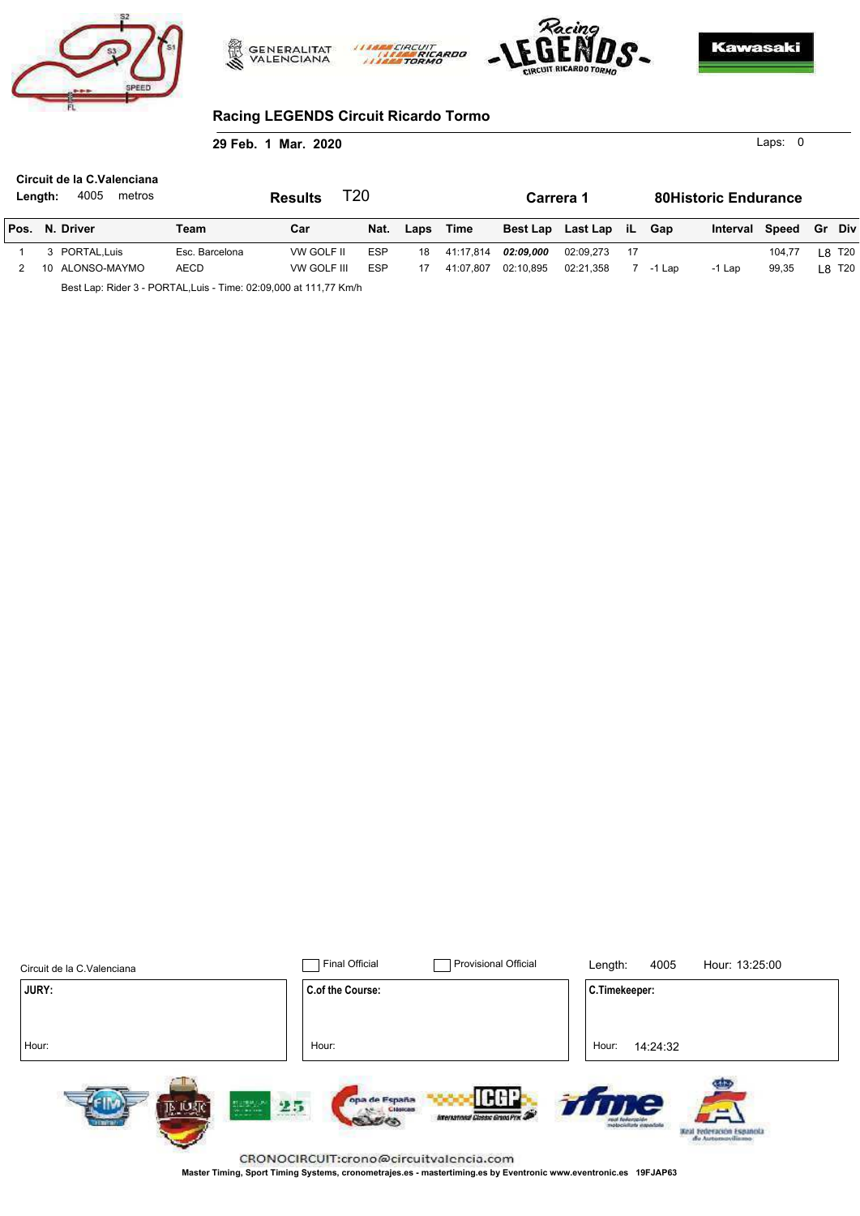## Racing LEGENDS Circuit Ricardo Tormo

**29 Feb. 1 Mar. 2020**

Laps: 0

**Circuit de la C.Valenciana**

**Length:** 4005 metros

**Results** T20 **Carrera 1** **80Historic Endurance**

| Pos. | N. | Driver | Team | Car | Nat. | Laps | Time | Best Lap | Last Lap | iL | Gap | Interval | Speed | Gr | Div |
|---|---|---|---|---|---|---|---|---|---|---|---|---|---|---|---|
| 1 | 3 | PORTAL,Luis | Esc. Barcelona | VW GOLF II | ESP | 18 | 41:17,814 | ***02:09,000*** | 02:09,273 | 17 | | | 104,77 | L8 | T20 |
| 2 | 10 | ALONSO-MAYMO | AECD | VW GOLF III | ESP | 17 | 41:07,807 | 02:10,895 | 02:21,358 | 7 | -1 Lap | -1 Lap | 99,35 | L8 | T20 |

Best Lap: Rider 3 - PORTAL,Luis - Time: 02:09,000 at 111,77 Km/h

Circuit de la C.Valenciana

☐ Final Official ☐ Provisional Official

Length: 4005 Hour: 13:25:00

| JURY: | C.of the Course: | C.Timekeeper: |
|---|---|---|
| Hour: | Hour: | Hour: 14:24:32 |

CRONOCIRCUIT:crono@circuitvalencia.com

Master Timing, Sport Timing Systems, cronometrajes.es - mastertiming.es by Eventronic www.eventronic.es 19FJAP63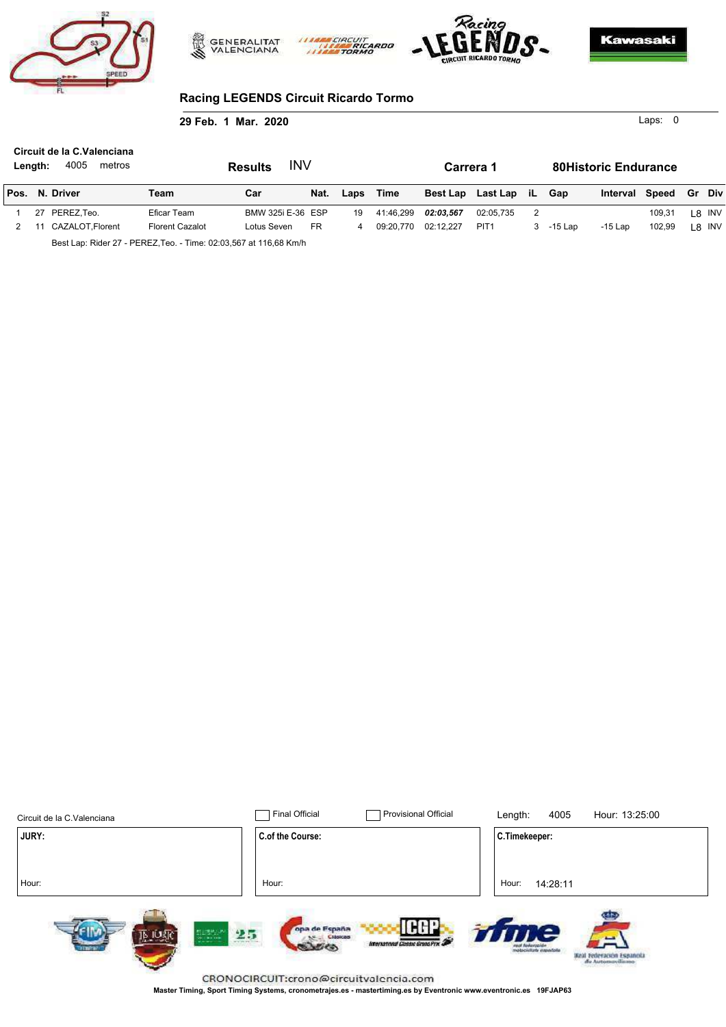## Racing LEGENDS Circuit Ricardo Tormo

**29 Feb. 1 Mar. 2020**

Laps: 0

**Circuit de la C.Valenciana**

**Length:** 4005 metros

**Results** INV **Carrera 1** **80Historic Endurance**

| Pos. | N. | Driver | Team | Car | Nat. | Laps | Time | Best Lap | Last Lap | iL | Gap | Interval | Speed | Gr | Div |
|---|---|---|---|---|---|---|---|---|---|---|---|---|---|---|---|
| 1 | 27 | PEREZ,Teo. | Eficar Team | BMW 325i E-36 | ESP | 19 | 41:46,299 | ***02:03,567*** | 02:05,735 | 2 | | | 109,31 | L8 | INV |
| 2 | 11 | CAZALOT,Florent | Florent Cazalot | Lotus Seven | FR | 4 | 09:20,770 | 02:12,227 | PIT1 | 3 | -15 Lap | -15 Lap | 102,99 | L8 | INV |

Best Lap: Rider 27 - PEREZ,Teo. - Time: 02:03,567 at 116,68 Km/h

Circuit de la C.Valenciana

☐ Final Official ☐ Provisional Official

Length: 4005 Hour: 13:25:00

| JURY: | C.of the Course: | C.Timekeeper: |
|---|---|---|
| Hour: | Hour: | Hour: 14:28:11 |

CRONOCIRCUIT:crono@circuitvalencia.com

Master Timing, Sport Timing Systems, cronometrajes.es - mastertiming.es by Eventronic www.eventronic.es 19FJAP63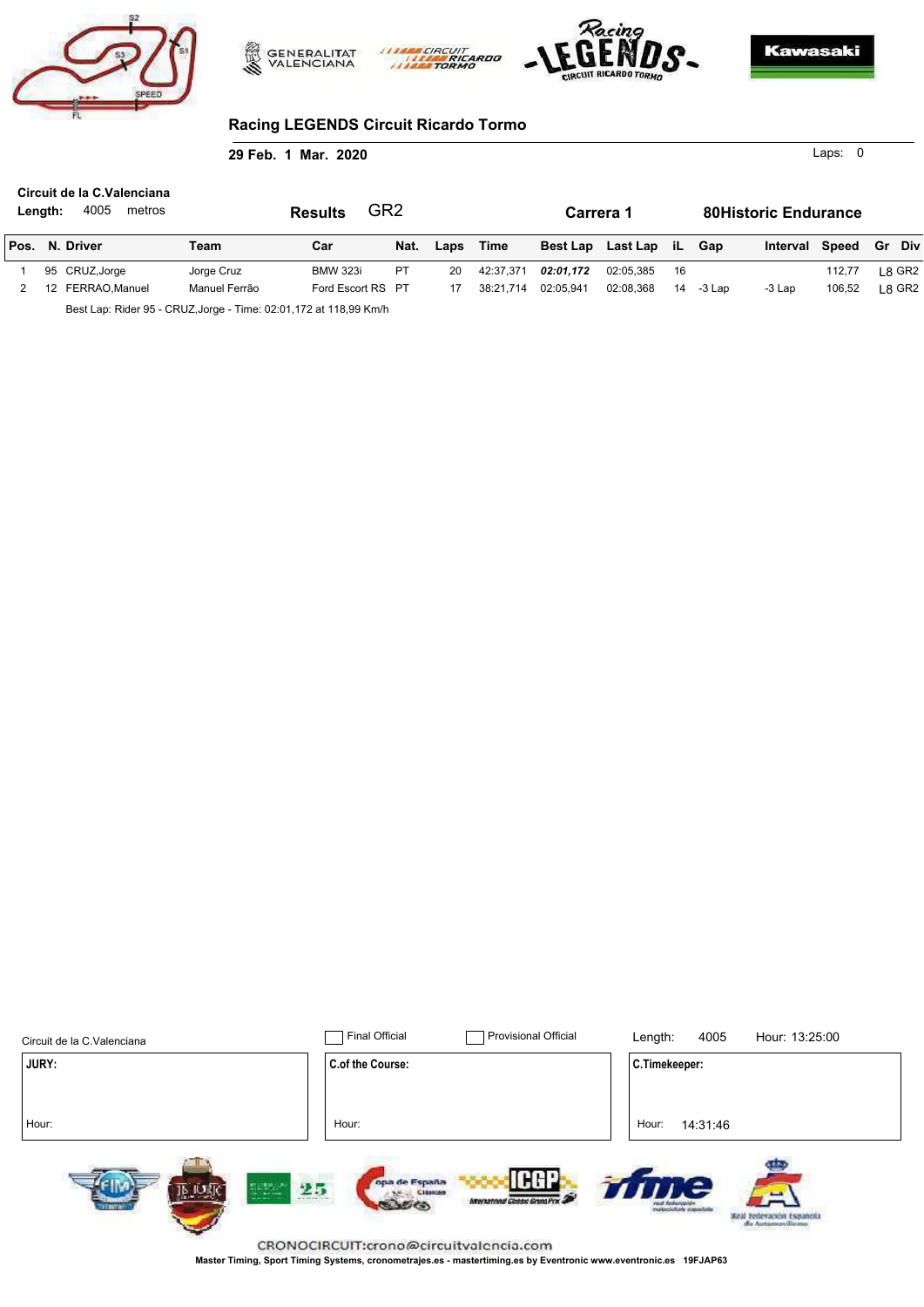## Racing LEGENDS Circuit Ricardo Tormo

**29 Feb. 1 Mar. 2020**

Laps: 0

**Circuit de la C.Valenciana**

**Length:** 4005 metros

**Results** GR2 **Carrera 1** **80Historic Endurance**

| Pos. | N. | Driver | Team | Car | Nat. | Laps | Time | Best Lap | Last Lap | iL | Gap | Interval | Speed | Gr | Div |
|---|---|---|---|---|---|---|---|---|---|---|---|---|---|---|---|
| 1 | 95 | CRUZ,Jorge | Jorge Cruz | BMW 323i | PT | 20 | 42:37,371 | ***02:01,172*** | 02:05,385 | 16 | | | 112,77 | L8 | GR2 |
| 2 | 12 | FERRAO,Manuel | Manuel Ferrão | Ford Escort RS | PT | 17 | 38:21,714 | 02:05,941 | 02:08,368 | 14 | -3 Lap | -3 Lap | 106,52 | L8 | GR2 |

Best Lap: Rider 95 - CRUZ,Jorge - Time: 02:01,172 at 118,99 Km/h

Circuit de la C.Valenciana

Final Official Provisional Official Length: 4005 Hour: 13:25:00

| JURY: | C.of the Course: | C.Timekeeper: |
|---|---|---|
| Hour: | Hour: | Hour: 14:31:46 |

CRONOCIRCUIT:crono@circuitvalencia.com

Master Timing, Sport Timing Systems, cronometrajes.es - mastertiming.es by Eventronic www.eventronic.es 19FJAP63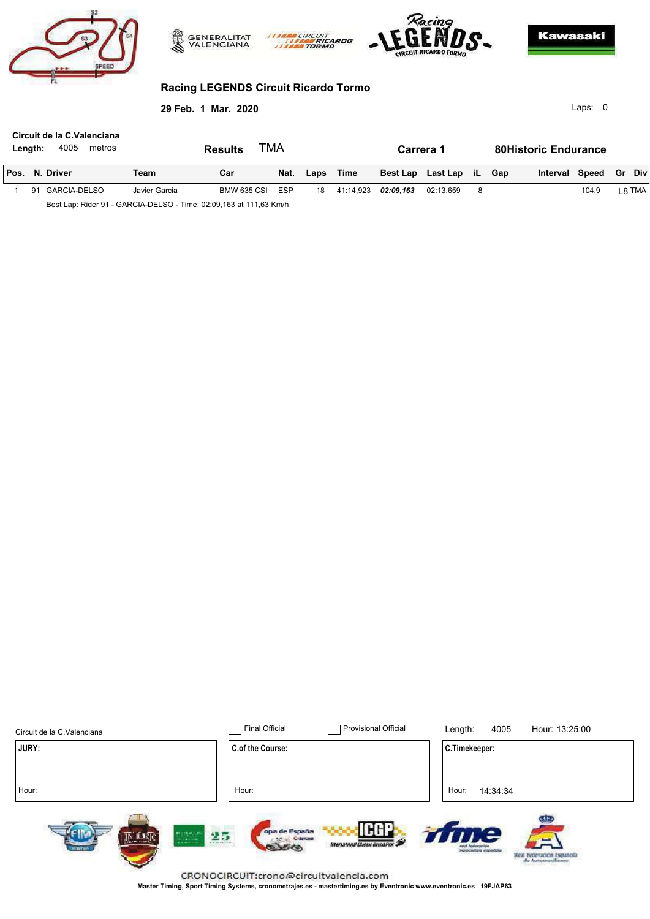## Racing LEGENDS Circuit Ricardo Tormo

**29 Feb. 1 Mar. 2020**

Laps: 0

**Circuit de la C.Valenciana**

**Length:** 4005 metros

**Results** TMA **Carrera 1** **80Historic Endurance**

| Pos. | N. | Driver | Team | Car | Nat. | Laps | Time | Best Lap | Last Lap | iL | Gap | Interval | Speed | Gr | Div |
|---|---|---|---|---|---|---|---|---|---|---|---|---|---|---|---|
| 1 | 91 | GARCIA-DELSO | Javier Garcia | BMW 635 CSI | ESP | 18 | 41:14,923 | ***02:09,163*** | 02:13,659 | 8 | | | 104,9 | L8 | TMA |

Best Lap: Rider 91 - GARCIA-DELSO - Time: 02:09,163 at 111,63 Km/h

Circuit de la C.Valenciana

☐ Final Official ☐ Provisional Official

Length: 4005 Hour: 13:25:00

| JURY: | C.of the Course: | C.Timekeeper: |
|---|---|---|
| Hour: | Hour: | Hour: 14:34:34 |

CRONOCIRCUIT:crono@circuitvalencia.com

Master Timing, Sport Timing Systems, cronometrajes.es - mastertiming.es by Eventronic www.eventronic.es 19FJAP63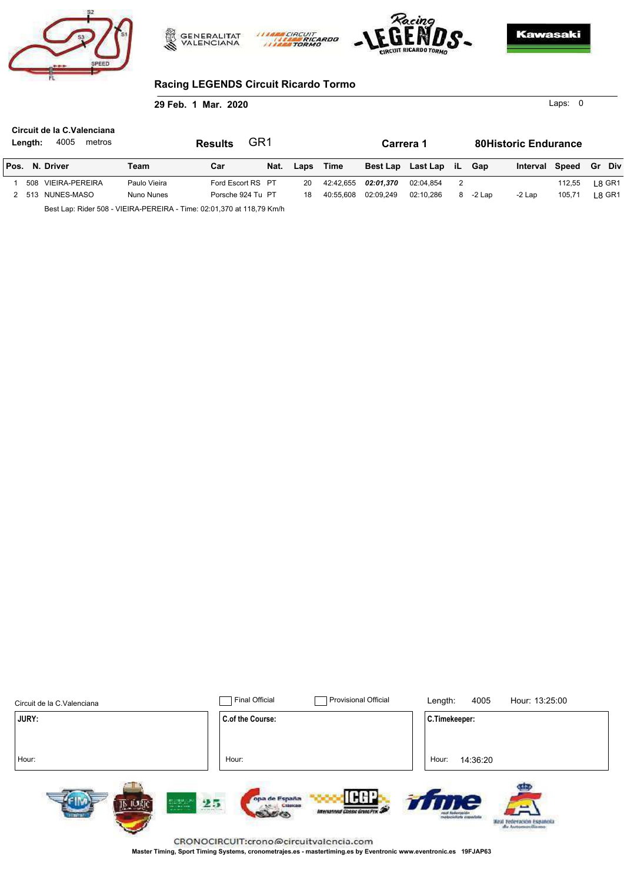## Racing LEGENDS Circuit Ricardo Tormo

**29 Feb. 1 Mar. 2020**

Laps: 0

**Circuit de la C.Valenciana**

**Length:** 4005 metros

**Results** GR1 **Carrera 1** **80Historic Endurance**

| Pos. | N. | Driver | Team | Car | Nat. | Laps | Time | Best Lap | Last Lap | iL | Gap | Interval | Speed | Gr | Div |
|---|---|---|---|---|---|---|---|---|---|---|---|---|---|---|---|
| 1 | 508 | VIEIRA-PEREIRA | Paulo Vieira | Ford Escort RS | PT | 20 | 42:42,655 | ***02:01,370*** | 02:04,854 | 2 | | | 112,55 | L8 | GR1 |
| 2 | 513 | NUNES-MASO | Nuno Nunes | Porsche 924 Tu | PT | 18 | 40:55,608 | 02:09,249 | 02:10,286 | 8 | -2 Lap | -2 Lap | 105,71 | L8 | GR1 |

Best Lap: Rider 508 - VIEIRA-PEREIRA - Time: 02:01,370 at 118,79 Km/h

Circuit de la C.Valenciana

☐ Final Official ☐ Provisional Official

Length: 4005 Hour: 13:25:00

| JURY: | C.of the Course: | C.Timekeeper: |
|---|---|---|
| Hour: | Hour: | Hour: 14:36:20 |

CRONOCIRCUIT:crono@circuitvalencia.com

Master Timing, Sport Timing Systems, cronometrajes.es - mastertiming.es by Eventronic www.eventronic.es 19FJAP63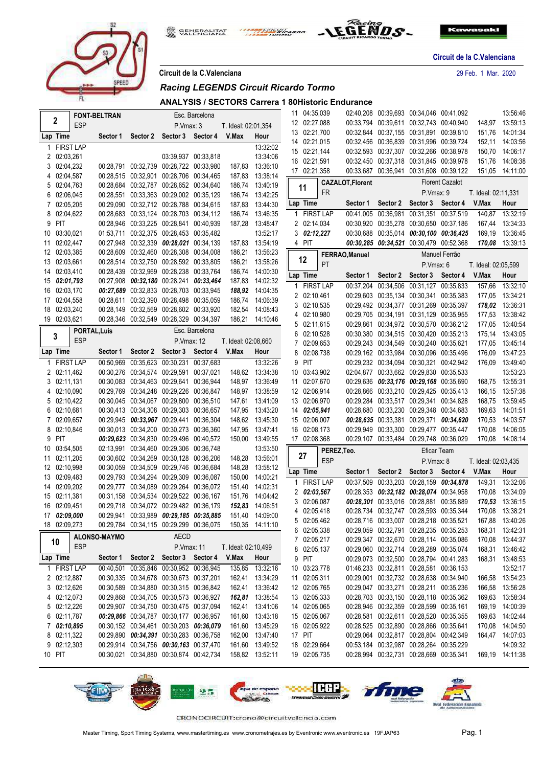Circuit de la C.Valenciana

29 Feb. 1 Mar. 2020

Circuit de la C.Valenciana

## Racing LEGENDS Circuit Ricardo Tormo

### ANALYSIS / SECTORS Carrera 1 80Historic Endurance

**2 — FONT-BELTRAN — ESP — Esc. Barcelona — P.Vmax: 3 — T. Ideal: 02:01,354**

| Lap | Time | Sector 1 | Sector 2 | Sector 3 | Sector 4 | V.Max | Hour |
|---|---|---|---|---|---|---|---|
| 1 | FIRST LAP | | | | | | 13:32:02 |
| 2 | 02:03,261 | | | 03:39,937 | 00:33,818 | | 13:34:06 |
| 3 | 02:04,232 | 00:28,791 | 00:32,739 | 00:28,722 | 00:33,980 | 187,83 | 13:36:10 |
| 4 | 02:04,587 | 00:28,515 | 00:32,901 | 00:28,706 | 00:34,465 | 187,83 | 13:38:14 |
| 5 | 02:04,763 | 00:28,684 | 00:32,787 | 00:28,652 | 00:34,640 | 186,74 | 13:40:19 |
| 6 | 02:06,045 | 00:28,551 | 00:33,363 | 00:29,002 | 00:35,129 | 186,74 | 13:42:25 |
| 7 | 02:05,205 | 00:29,090 | 00:32,712 | 00:28,788 | 00:34,615 | 187,83 | 13:44:30 |
| 8 | 02:04,622 | 00:28,683 | 00:33,124 | 00:28,703 | 00:34,112 | 186,74 | 13:46:35 |
| 9 | PIT | 00:28,946 | 00:33,225 | 00:28,841 | 00:40,939 | 187,28 | 13:48:47 |
| 10 | 03:30,021 | 01:53,711 | 00:32,375 | 00:28,453 | 00:35,482 | | 13:52:17 |
| 11 | 02:02,447 | 00:27,948 | 00:32,339 | **00:28,021** | 00:34,139 | 187,83 | 13:54:19 |
| 12 | 02:03,385 | 00:28,609 | 00:32,460 | 00:28,308 | 00:34,008 | 186,21 | 13:56:23 |
| 13 | 02:03,661 | 00:28,514 | 00:32,750 | 00:28,592 | 00:33,805 | 186,21 | 13:58:26 |
| 14 | 02:03,410 | 00:28,439 | 00:32,969 | 00:28,238 | 00:33,764 | 186,74 | 14:00:30 |
| 15 | **02:01,793** | 00:27,908 | **00:32,180** | 00:28,241 | **00:33,464** | 187,83 | 14:02:32 |
| 16 | 02:03,170 | **00:27,689** | 00:32,833 | 00:28,703 | 00:33,945 | **188,92** | 14:04:35 |
| 17 | 02:04,558 | 00:28,611 | 00:32,390 | 00:28,498 | 00:35,059 | 186,74 | 14:06:39 |
| 18 | 02:03,240 | 00:28,149 | 00:32,569 | 00:28,602 | 00:33,920 | 182,54 | 14:08:43 |
| 19 | 02:03,621 | 00:28,346 | 00:32,549 | 00:28,329 | 00:34,397 | 186,21 | 14:10:46 |

**3 — PORTAL,Luis — ESP — Esc. Barcelona — P.Vmax: 12 — T. Ideal: 02:08,660**

| Lap | Time | Sector 1 | Sector 2 | Sector 3 | Sector 4 | V.Max | Hour |
|---|---|---|---|---|---|---|---|
| 1 | FIRST LAP | 00:50,969 | 00:35,623 | 00:30,231 | 00:37,683 | | 13:32:26 |
| 2 | 02:11,462 | 00:30,276 | 00:34,574 | 00:29,591 | 00:37,021 | 148,62 | 13:34:38 |
| 3 | 02:11,131 | 00:30,083 | 00:34,463 | 00:29,641 | 00:36,944 | 148,97 | 13:36:49 |
| 4 | 02:10,090 | 00:29,769 | 00:34,248 | 00:29,226 | 00:36,847 | 148,97 | 13:38:59 |
| 5 | 02:10,422 | 00:30,045 | 00:34,067 | 00:29,800 | 00:36,510 | 147,61 | 13:41:09 |
| 6 | 02:10,681 | 00:30,413 | 00:34,308 | 00:29,303 | 00:36,657 | 147,95 | 13:43:20 |
| 7 | 02:09,657 | 00:29,945 | **00:33,967** | 00:29,441 | 00:36,304 | 148,62 | 13:45:30 |
| 8 | 02:10,846 | 00:30,013 | 00:34,200 | 00:30,273 | 00:36,360 | 147,95 | 13:47:41 |
| 9 | PIT | **00:29,623** | 00:34,830 | 00:29,496 | 00:40,572 | 150,00 | 13:49:55 |
| 10 | 03:54,505 | 02:13,991 | 00:34,460 | 00:29,306 | 00:36,748 | | 13:53:50 |
| 11 | 02:11,205 | 00:30,602 | 00:34,269 | 00:30,128 | 00:36,206 | 148,28 | 13:56:01 |
| 12 | 02:10,998 | 00:30,059 | 00:34,509 | 00:29,746 | 00:36,684 | 148,28 | 13:58:12 |
| 13 | 02:09,483 | 00:29,793 | 00:34,294 | 00:29,309 | 00:36,087 | 150,00 | 14:00:21 |
| 14 | 02:09,202 | 00:29,777 | 00:34,089 | 00:29,264 | 00:36,072 | 151,40 | 14:02:31 |
| 15 | 02:11,381 | 00:31,158 | 00:34,534 | 00:29,522 | 00:36,167 | 151,76 | 14:04:42 |
| 16 | 02:09,451 | 00:29,718 | 00:34,072 | 00:29,482 | 00:36,179 | **152,83** | 14:06:51 |
| 17 | **02:09,000** | 00:29,941 | 00:33,989 | **00:29,185** | **00:35,885** | 151,40 | 14:09:00 |
| 18 | 02:09,273 | 00:29,784 | 00:34,115 | 00:29,299 | 00:36,075 | 150,35 | 14:11:10 |

**10 — ALONSO-MAYMO — ESP — AECD — P.Vmax: 11 — T. Ideal: 02:10,499**

| Lap | Time | Sector 1 | Sector 2 | Sector 3 | Sector 4 | V.Max | Hour |
|---|---|---|---|---|---|---|---|
| 1 | FIRST LAP | 00:40,501 | 00:35,846 | 00:30,952 | 00:36,945 | 135,85 | 13:32:16 |
| 2 | 02:12,887 | 00:30,335 | 00:34,678 | 00:30,673 | 00:37,201 | 162,41 | 13:34:29 |
| 3 | 02:12,626 | 00:30,589 | 00:34,880 | 00:30,315 | 00:36,842 | 162,41 | 13:36:42 |
| 4 | 02:12,073 | 00:29,868 | 00:34,705 | 00:30,573 | 00:36,927 | **162,81** | 13:38:54 |
| 5 | 02:12,226 | 00:29,907 | 00:34,750 | 00:30,475 | 00:37,094 | 162,41 | 13:41:06 |
| 6 | 02:11,787 | **00:29,866** | 00:34,787 | 00:30,177 | 00:36,957 | 161,60 | 13:43:18 |
| 7 | **02:10,895** | 00:30,152 | 00:34,461 | 00:30,203 | **00:36,079** | 161,60 | 13:45:29 |
| 8 | 02:11,322 | 00:29,890 | **00:34,391** | 00:30,283 | 00:36,758 | 162,00 | 13:47:40 |
| 9 | 02:12,303 | 00:29,914 | 00:34,756 | **00:30,163** | 00:37,470 | 161,60 | 13:49:52 |
| 10 | PIT | 00:30,021 | 00:34,880 | 00:30,874 | 00:42,734 | 158,82 | 13:52:11 |
| 11 | 04:35,039 | 02:40,208 | 00:39,693 | 00:34,046 | 00:41,092 | | 13:56:46 |
| 12 | 02:27,088 | 00:33,794 | 00:39,611 | 00:32,743 | 00:40,940 | 148,97 | 13:59:13 |
| 13 | 02:21,700 | 00:32,844 | 00:37,155 | 00:31,891 | 00:39,810 | 151,76 | 14:01:34 |
| 14 | 02:21,015 | 00:32,456 | 00:36,839 | 00:31,996 | 00:39,724 | 152,11 | 14:03:56 |
| 15 | 02:21,144 | 00:32,593 | 00:37,307 | 00:32,266 | 00:38,978 | 150,70 | 14:06:17 |
| 16 | 02:21,591 | 00:32,450 | 00:37,318 | 00:31,845 | 00:39,978 | 151,76 | 14:08:38 |
| 17 | 02:21,358 | 00:33,687 | 00:36,941 | 00:31,608 | 00:39,122 | 151,05 | 14:11:00 |

**11 — CAZALOT,Florent — FR — Florent Cazalot — P.Vmax: 9 — T. Ideal: 02:11,331**

| Lap | Time | Sector 1 | Sector 2 | Sector 3 | Sector 4 | V.Max | Hour |
|---|---|---|---|---|---|---|---|
| 1 | FIRST LAP | 00:41,005 | 00:36,981 | 00:31,351 | 00:37,519 | 140,87 | 13:32:19 |
| 2 | 02:14,034 | 00:30,920 | 00:35,278 | 00:30,650 | 00:37,186 | 167,44 | 13:34:33 |
| 3 | **02:12,227** | 00:30,688 | 00:35,014 | **00:30,100** | **00:36,425** | 169,19 | 13:36:45 |
| 4 | PIT | **00:30,285** | **00:34,521** | 00:30,479 | 00:52,368 | **170,08** | 13:39:13 |

**12 — FERRAO,Manuel — PT — Manuel Ferrão — P.Vmax: 6 — T. Ideal: 02:05,599**

| Lap | Time | Sector 1 | Sector 2 | Sector 3 | Sector 4 | V.Max | Hour |
|---|---|---|---|---|---|---|---|
| 1 | FIRST LAP | 00:37,204 | 00:34,506 | 00:31,127 | 00:35,833 | 157,66 | 13:32:10 |
| 2 | 02:10,461 | 00:29,603 | 00:35,134 | 00:30,341 | 00:35,383 | 177,05 | 13:34:21 |
| 3 | 02:10,535 | 00:29,492 | 00:34,377 | 00:31,269 | 00:35,397 | **178,02** | 13:36:31 |
| 4 | 02:10,980 | 00:29,705 | 00:34,191 | 00:31,129 | 00:35,955 | 177,53 | 13:38:42 |
| 5 | 02:11,615 | 00:29,861 | 00:34,972 | 00:30,570 | 00:36,212 | 177,05 | 13:40:54 |
| 6 | 02:10,528 | 00:30,380 | 00:34,515 | 00:30,420 | 00:35,213 | 175,14 | 13:43:05 |
| 7 | 02:09,653 | 00:29,243 | 00:34,549 | 00:30,240 | 00:35,621 | 177,05 | 13:45:14 |
| 8 | 02:08,738 | 00:29,162 | 00:33,984 | 00:30,096 | 00:35,496 | 176,09 | 13:47:23 |
| 9 | PIT | 00:29,232 | 00:34,094 | 00:30,321 | 00:42,942 | 176,09 | 13:49:40 |
| 10 | 03:43,902 | 02:04,877 | 00:33,662 | 00:29,830 | 00:35,533 | | 13:53:23 |
| 11 | 02:07,670 | 00:29,636 | **00:33,176** | **00:29,168** | 00:35,690 | 168,75 | 13:55:31 |
| 12 | 02:06,914 | 00:28,866 | 00:33,210 | 00:29,425 | 00:35,413 | 166,15 | 13:57:38 |
| 13 | 02:06,970 | 00:29,284 | 00:33,517 | 00:29,341 | 00:34,828 | 168,75 | 13:59:45 |
| 14 | **02:05,941** | 00:28,680 | 00:33,230 | 00:29,348 | 00:34,683 | 169,63 | 14:01:51 |
| 15 | 02:06,007 | **00:28,635** | 00:33,381 | 00:29,371 | **00:34,620** | 170,53 | 14:03:57 |
| 16 | 02:08,173 | 00:29,949 | 00:33,300 | 00:29,477 | 00:35,447 | 170,08 | 14:06:05 |
| 17 | 02:08,368 | 00:29,107 | 00:33,484 | 00:29,748 | 00:36,029 | 170,08 | 14:08:14 |

**27 — PEREZ,Teo. — ESP — Eficar Team — P.Vmax: 8 — T. Ideal: 02:03,435**

| Lap | Time | Sector 1 | Sector 2 | Sector 3 | Sector 4 | V.Max | Hour |
|---|---|---|---|---|---|---|---|
| 1 | FIRST LAP | 00:37,509 | 00:33,203 | 00:28,159 | **00:34,878** | 149,31 | 13:32:06 |
| 2 | **02:03,567** | 00:28,353 | **00:32,182** | **00:28,074** | 00:34,958 | 170,08 | 13:34:09 |
| 3 | 02:06,087 | **00:28,301** | 00:33,016 | 00:28,881 | 00:35,889 | **170,53** | 13:36:15 |
| 4 | 02:05,418 | 00:28,734 | 00:32,747 | 00:28,593 | 00:35,344 | 170,08 | 13:38:21 |
| 5 | 02:05,462 | 00:28,716 | 00:33,007 | 00:28,218 | 00:35,521 | 167,88 | 13:40:26 |
| 6 | 02:05,338 | 00:29,059 | 00:32,791 | 00:28,235 | 00:35,253 | 168,31 | 13:42:31 |
| 7 | 02:05,217 | 00:29,347 | 00:32,670 | 00:28,114 | 00:35,086 | 170,08 | 13:44:37 |
| 8 | 02:05,137 | 00:29,060 | 00:32,714 | 00:28,289 | 00:35,074 | 168,31 | 13:46:42 |
| 9 | PIT | 00:29,073 | 00:32,500 | 00:28,794 | 00:41,283 | 168,31 | 13:48:53 |
| 10 | 03:23,778 | 01:46,233 | 00:32,811 | 00:28,581 | 00:36,153 | | 13:52:17 |
| 11 | 02:05,311 | 00:29,001 | 00:32,732 | 00:28,638 | 00:34,940 | 166,58 | 13:54:23 |
| 12 | 02:05,765 | 00:29,047 | 00:33,271 | 00:28,211 | 00:35,236 | 166,58 | 13:56:28 |
| 13 | 02:05,333 | 00:28,703 | 00:33,150 | 00:28,118 | 00:35,362 | 169,63 | 13:58:34 |
| 14 | 02:05,065 | 00:28,946 | 00:32,359 | 00:28,599 | 00:35,161 | 169,19 | 14:00:39 |
| 15 | 02:05,067 | 00:28,581 | 00:32,611 | 00:28,520 | 00:35,355 | 169,63 | 14:02:44 |
| 16 | 02:05,922 | 00:28,525 | 00:32,890 | 00:28,866 | 00:35,641 | 170,08 | 14:04:50 |
| 17 | PIT | 00:29,064 | 00:32,817 | 00:28,804 | 00:42,349 | 164,47 | 14:07:03 |
| 18 | 02:29,664 | 00:53,184 | 00:32,987 | 00:28,264 | 00:35,229 | | 14:09:32 |
| 19 | 02:05,735 | 00:28,994 | 00:32,731 | 00:28,669 | 00:35,341 | 169,19 | 14:11:38 |

CRONOCIRCUIT:crono@circuitvalencia.com

Master Timing, Sport Timing Systems, www.mastertiming.es www.cronometrajes.es by Eventronic www.eventronic.es 19FJAP63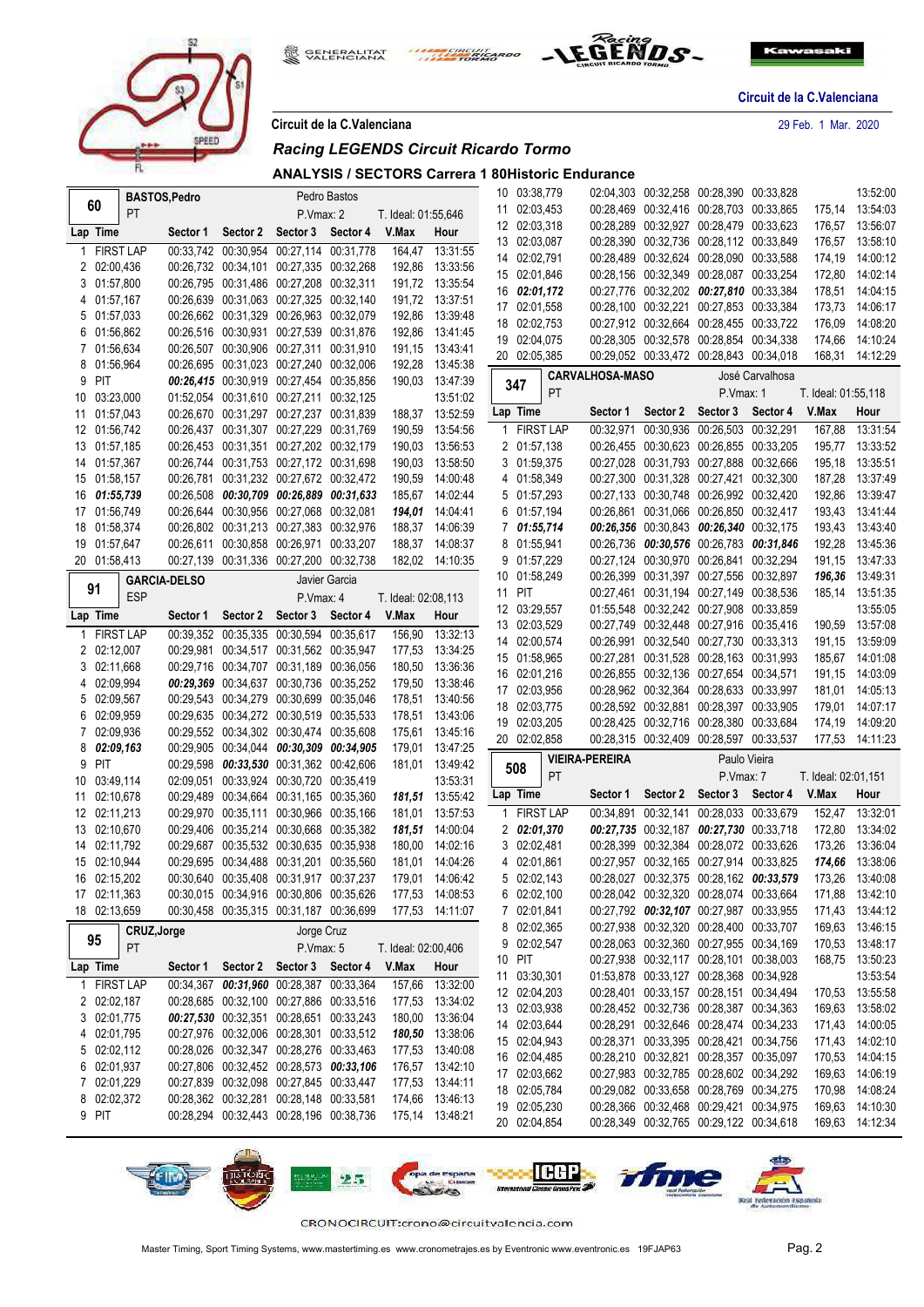Circuit de la C.Valenciana

Circuit de la C.Valenciana — 29 Feb. 1 Mar. 2020

## Racing LEGENDS Circuit Ricardo Tormo

### ANALYSIS / SECTORS Carrera 1 80Historic Endurance

**60 — BASTOS,Pedro — PT — Pedro Bastos — P.Vmax: 2 — T. Ideal: 01:55,646**

| Lap | Time | Sector 1 | Sector 2 | Sector 3 | Sector 4 | V.Max | Hour |
|---|---|---|---|---|---|---|---|
| 1 | FIRST LAP | 00:33,742 | 00:30,954 | 00:27,114 | 00:31,778 | 164,47 | 13:31:55 |
| 2 | 02:00,436 | 00:26,732 | 00:34,101 | 00:27,335 | 00:32,268 | 192,86 | 13:33:56 |
| 3 | 01:57,800 | 00:26,795 | 00:31,486 | 00:27,208 | 00:32,311 | 191,72 | 13:35:54 |
| 4 | 01:57,167 | 00:26,639 | 00:31,063 | 00:27,325 | 00:32,140 | 191,72 | 13:37:51 |
| 5 | 01:57,033 | 00:26,662 | 00:31,329 | 00:26,963 | 00:32,079 | 192,86 | 13:39:48 |
| 6 | 01:56,862 | 00:26,516 | 00:30,931 | 00:27,539 | 00:31,876 | 192,86 | 13:41:45 |
| 7 | 01:56,634 | 00:26,507 | 00:30,906 | 00:27,311 | 00:31,910 | 191,15 | 13:43:41 |
| 8 | 01:56,964 | 00:26,695 | 00:31,023 | 00:27,240 | 00:32,006 | 192,28 | 13:45:38 |
| 9 | PIT | ***00:26,415*** | 00:30,919 | 00:27,454 | 00:35,856 | 190,03 | 13:47:39 |
| 10 | 03:23,000 | 01:52,054 | 00:31,610 | 00:27,211 | 00:32,125 | | 13:51:02 |
| 11 | 01:57,043 | 00:26,670 | 00:31,297 | 00:27,237 | 00:31,839 | 188,37 | 13:52:59 |
| 12 | 01:56,742 | 00:26,437 | 00:31,307 | 00:27,229 | 00:31,769 | 190,59 | 13:54:56 |
| 13 | 01:57,185 | 00:26,453 | 00:31,351 | 00:27,202 | 00:32,179 | 190,03 | 13:56:53 |
| 14 | 01:57,367 | 00:26,744 | 00:31,753 | 00:27,172 | 00:31,698 | 190,03 | 13:58:50 |
| 15 | 01:58,157 | 00:26,781 | 00:31,232 | 00:27,672 | 00:32,472 | 190,59 | 14:00:48 |
| 16 | ***01:55,739*** | 00:26,508 | ***00:30,709*** | ***00:26,889*** | ***00:31,633*** | 185,67 | 14:02:44 |
| 17 | 01:56,749 | 00:26,644 | 00:30,956 | 00:27,068 | 00:32,081 | ***194,01*** | 14:04:41 |
| 18 | 01:58,374 | 00:26,802 | 00:31,213 | 00:27,383 | 00:32,976 | 188,37 | 14:06:39 |
| 19 | 01:57,647 | 00:26,611 | 00:30,858 | 00:26,971 | 00:33,207 | 188,37 | 14:08:37 |
| 20 | 01:58,413 | 00:27,139 | 00:31,336 | 00:27,200 | 00:32,738 | 182,02 | 14:10:35 |

**91 — GARCIA-DELSO — ESP — Javier Garcia — P.Vmax: 4 — T. Ideal: 02:08,113**

| Lap | Time | Sector 1 | Sector 2 | Sector 3 | Sector 4 | V.Max | Hour |
|---|---|---|---|---|---|---|---|
| 1 | FIRST LAP | 00:39,352 | 00:35,335 | 00:30,594 | 00:35,617 | 156,90 | 13:32:13 |
| 2 | 02:12,007 | 00:29,981 | 00:34,517 | 00:31,562 | 00:35,947 | 177,53 | 13:34:25 |
| 3 | 02:11,668 | 00:29,716 | 00:34,707 | 00:31,189 | 00:36,056 | 180,50 | 13:36:36 |
| 4 | 02:09,994 | ***00:29,369*** | 00:34,637 | 00:30,736 | 00:35,252 | 179,50 | 13:38:46 |
| 5 | 02:09,567 | 00:29,543 | 00:34,279 | 00:30,699 | 00:35,046 | 178,51 | 13:40:56 |
| 6 | 02:09,959 | 00:29,635 | 00:34,272 | 00:30,519 | 00:35,533 | 178,51 | 13:43:06 |
| 7 | 02:09,936 | 00:29,552 | 00:34,302 | 00:30,474 | 00:35,608 | 175,61 | 13:45:16 |
| 8 | ***02:09,163*** | 00:29,905 | 00:34,044 | ***00:30,309*** | ***00:34,905*** | 179,01 | 13:47:25 |
| 9 | PIT | 00:29,598 | ***00:33,530*** | 00:31,362 | 00:42,606 | 181,01 | 13:49:42 |
| 10 | 03:49,114 | 02:09,051 | 00:33,924 | 00:30,720 | 00:35,419 | | 13:53:31 |
| 11 | 02:10,678 | 00:29,489 | 00:34,664 | 00:31,165 | 00:35,360 | ***181,51*** | 13:55:42 |
| 12 | 02:11,213 | 00:29,970 | 00:35,111 | 00:30,966 | 00:35,166 | 181,01 | 13:57:53 |
| 13 | 02:10,670 | 00:29,406 | 00:35,214 | 00:30,668 | 00:35,382 | 181,01 | 14:00:04 |
| 14 | 02:11,792 | 00:29,687 | 00:35,532 | 00:30,635 | 00:35,938 | 180,00 | 14:02:16 |
| 15 | 02:10,944 | 00:29,695 | 00:34,488 | 00:31,201 | 00:35,560 | 181,01 | 14:04:26 |
| 16 | 02:15,202 | 00:30,640 | 00:35,408 | 00:31,917 | 00:37,237 | 179,01 | 14:06:42 |
| 17 | 02:11,363 | 00:30,015 | 00:34,916 | 00:30,806 | 00:35,626 | 177,53 | 14:08:53 |
| 18 | 02:13,659 | 00:30,458 | 00:35,315 | 00:31,187 | 00:36,699 | 177,53 | 14:11:07 |

**95 — CRUZ,Jorge — PT — Jorge Cruz — P.Vmax: 5 — T. Ideal: 02:00,406**

| Lap | Time | Sector 1 | Sector 2 | Sector 3 | Sector 4 | V.Max | Hour |
|---|---|---|---|---|---|---|---|
| 1 | FIRST LAP | 00:34,367 | ***00:31,960*** | 00:28,387 | 00:33,364 | 157,66 | 13:32:00 |
| 2 | 02:02,187 | 00:28,685 | 00:32,100 | 00:27,886 | 00:33,516 | 177,53 | 13:34:02 |
| 3 | 02:01,775 | ***00:27,530*** | 00:32,351 | 00:28,651 | 00:33,243 | 180,00 | 13:36:04 |
| 4 | 02:01,795 | 00:27,976 | 00:32,006 | 00:28,301 | 00:33,512 | ***180,50*** | 13:38:06 |
| 5 | 02:02,112 | 00:28,026 | 00:32,347 | 00:28,276 | 00:33,463 | 177,53 | 13:40:08 |
| 6 | 02:01,937 | 00:27,806 | 00:32,452 | 00:28,573 | ***00:33,106*** | 176,57 | 13:42:10 |
| 7 | 02:01,229 | 00:27,839 | 00:32,098 | 00:27,845 | 00:33,447 | 177,53 | 13:44:11 |
| 8 | 02:02,372 | 00:28,362 | 00:32,281 | 00:28,148 | 00:33,581 | 174,66 | 13:46:13 |
| 9 | PIT | 00:28,294 | 00:32,443 | 00:28,196 | 00:38,736 | 175,14 | 13:48:21 |
| 10 | 03:38,779 | 02:04,303 | 00:32,258 | 00:28,390 | 00:33,828 | | 13:52:00 |
| 11 | 02:03,453 | 00:28,469 | 00:32,416 | 00:28,703 | 00:33,865 | 175,14 | 13:54:03 |
| 12 | 02:03,318 | 00:28,289 | 00:32,927 | 00:28,479 | 00:33,623 | 176,57 | 13:56:07 |
| 13 | 02:03,087 | 00:28,390 | 00:32,736 | 00:28,112 | 00:33,849 | 176,57 | 13:58:10 |
| 14 | 02:02,791 | 00:28,489 | 00:32,624 | 00:28,090 | 00:33,588 | 174,19 | 14:00:12 |
| 15 | 02:01,846 | 00:28,156 | 00:32,349 | 00:28,087 | 00:33,254 | 172,80 | 14:02:14 |
| 16 | ***02:01,172*** | 00:27,776 | 00:32,202 | ***00:27,810*** | 00:33,384 | 178,51 | 14:04:15 |
| 17 | 02:01,558 | 00:28,100 | 00:32,221 | 00:27,853 | 00:33,384 | 173,73 | 14:06:17 |
| 18 | 02:02,753 | 00:27,912 | 00:32,664 | 00:28,455 | 00:33,722 | 176,09 | 14:08:20 |
| 19 | 02:04,075 | 00:28,305 | 00:32,578 | 00:28,854 | 00:34,338 | 174,66 | 14:10:24 |
| 20 | 02:05,385 | 00:29,052 | 00:33,472 | 00:28,843 | 00:34,018 | 168,31 | 14:12:29 |

**347 — CARVALHOSA-MASO — PT — José Carvalhosa — P.Vmax: 1 — T. Ideal: 01:55,118**

| Lap | Time | Sector 1 | Sector 2 | Sector 3 | Sector 4 | V.Max | Hour |
|---|---|---|---|---|---|---|---|
| 1 | FIRST LAP | 00:32,971 | 00:30,936 | 00:26,503 | 00:32,291 | 167,88 | 13:31:54 |
| 2 | 01:57,138 | 00:26,455 | 00:30,623 | 00:26,855 | 00:33,205 | 195,77 | 13:33:52 |
| 3 | 01:59,375 | 00:27,028 | 00:31,793 | 00:27,888 | 00:32,666 | 195,18 | 13:35:51 |
| 4 | 01:58,349 | 00:27,300 | 00:31,328 | 00:27,421 | 00:32,300 | 187,28 | 13:37:49 |
| 5 | 01:57,293 | 00:27,133 | 00:30,748 | 00:26,992 | 00:32,420 | 192,86 | 13:39:47 |
| 6 | 01:57,194 | 00:26,861 | 00:31,066 | 00:26,850 | 00:32,417 | 193,43 | 13:41:44 |
| 7 | ***01:55,714*** | ***00:26,356*** | 00:30,843 | ***00:26,340*** | 00:32,175 | 193,43 | 13:43:40 |
| 8 | 01:55,941 | 00:26,736 | ***00:30,576*** | 00:26,783 | ***00:31,846*** | 192,28 | 13:45:36 |
| 9 | 01:57,229 | 00:27,124 | 00:30,970 | 00:26,841 | 00:32,294 | 191,15 | 13:47:33 |
| 10 | 01:58,249 | 00:26,399 | 00:31,397 | 00:27,556 | 00:32,897 | ***196,36*** | 13:49:31 |
| 11 | PIT | 00:27,461 | 00:31,194 | 00:27,149 | 00:38,536 | 185,14 | 13:51:35 |
| 12 | 03:29,557 | 01:55,548 | 00:32,242 | 00:27,908 | 00:33,859 | | 13:55:05 |
| 13 | 02:03,529 | 00:27,749 | 00:32,448 | 00:27,916 | 00:35,416 | 190,59 | 13:57:08 |
| 14 | 02:00,574 | 00:26,991 | 00:32,540 | 00:27,730 | 00:33,313 | 191,15 | 13:59:09 |
| 15 | 01:58,965 | 00:27,281 | 00:31,528 | 00:28,163 | 00:31,993 | 185,67 | 14:01:08 |
| 16 | 02:01,216 | 00:26,855 | 00:32,136 | 00:27,654 | 00:34,571 | 191,15 | 14:03:09 |
| 17 | 02:03,956 | 00:28,962 | 00:32,364 | 00:28,633 | 00:33,997 | 181,01 | 14:05:13 |
| 18 | 02:03,775 | 00:28,592 | 00:32,881 | 00:28,397 | 00:33,905 | 179,01 | 14:07:17 |
| 19 | 02:03,205 | 00:28,425 | 00:32,716 | 00:28,380 | 00:33,684 | 174,19 | 14:09:20 |
| 20 | 02:02,858 | 00:28,315 | 00:32,409 | 00:28,597 | 00:33,537 | 177,53 | 14:11:23 |

**508 — VIEIRA-PEREIRA — PT — Paulo Vieira — P.Vmax: 7 — T. Ideal: 02:01,151**

| Lap | Time | Sector 1 | Sector 2 | Sector 3 | Sector 4 | V.Max | Hour |
|---|---|---|---|---|---|---|---|
| 1 | FIRST LAP | 00:34,891 | 00:32,141 | 00:28,033 | 00:33,679 | 152,47 | 13:32:01 |
| 2 | ***02:01,370*** | ***00:27,735*** | 00:32,187 | ***00:27,730*** | 00:33,718 | 172,80 | 13:34:02 |
| 3 | 02:02,481 | 00:28,399 | 00:32,384 | 00:28,072 | 00:33,626 | 173,26 | 13:36:04 |
| 4 | 02:01,861 | 00:27,957 | 00:32,165 | 00:27,914 | 00:33,825 | ***174,66*** | 13:38:06 |
| 5 | 02:02,143 | 00:28,027 | 00:32,375 | 00:28,162 | ***00:33,579*** | 173,26 | 13:40:08 |
| 6 | 02:02,100 | 00:28,042 | 00:32,320 | 00:28,074 | 00:33,664 | 171,88 | 13:42:10 |
| 7 | 02:01,841 | 00:27,792 | ***00:32,107*** | 00:27,987 | 00:33,955 | 171,43 | 13:44:12 |
| 8 | 02:02,365 | 00:27,938 | 00:32,320 | 00:28,400 | 00:33,707 | 169,63 | 13:46:15 |
| 9 | 02:02,547 | 00:28,063 | 00:32,360 | 00:27,955 | 00:34,169 | 170,53 | 13:48:17 |
| 10 | PIT | 00:27,938 | 00:32,117 | 00:28,101 | 00:38,003 | 168,75 | 13:50:23 |
| 11 | 03:30,301 | 01:53,878 | 00:33,127 | 00:28,368 | 00:34,928 | | 13:53:54 |
| 12 | 02:04,203 | 00:28,401 | 00:33,157 | 00:28,151 | 00:34,494 | 170,53 | 13:55:58 |
| 13 | 02:03,938 | 00:28,452 | 00:32,736 | 00:28,387 | 00:34,363 | 169,63 | 13:58:02 |
| 14 | 02:03,644 | 00:28,291 | 00:32,646 | 00:28,474 | 00:34,233 | 171,43 | 14:00:05 |
| 15 | 02:04,943 | 00:28,371 | 00:33,395 | 00:28,421 | 00:34,756 | 171,43 | 14:02:10 |
| 16 | 02:04,485 | 00:28,210 | 00:32,821 | 00:28,357 | 00:35,097 | 170,53 | 14:04:15 |
| 17 | 02:03,662 | 00:27,983 | 00:32,785 | 00:28,602 | 00:34,292 | 169,63 | 14:06:19 |
| 18 | 02:05,784 | 00:29,082 | 00:33,658 | 00:28,769 | 00:34,275 | 170,98 | 14:08:24 |
| 19 | 02:05,230 | 00:28,366 | 00:32,468 | 00:29,421 | 00:34,975 | 169,63 | 14:10:30 |
| 20 | 02:04,854 | 00:28,349 | 00:32,765 | 00:29,122 | 00:34,618 | 169,63 | 14:12:34 |

CRONOCIRCUIT:crono@circuitvalencia.com

Master Timing, Sport Timing Systems, www.mastertiming.es www.cronometrajes.es by Eventronic www.eventronic.es 19FJAP63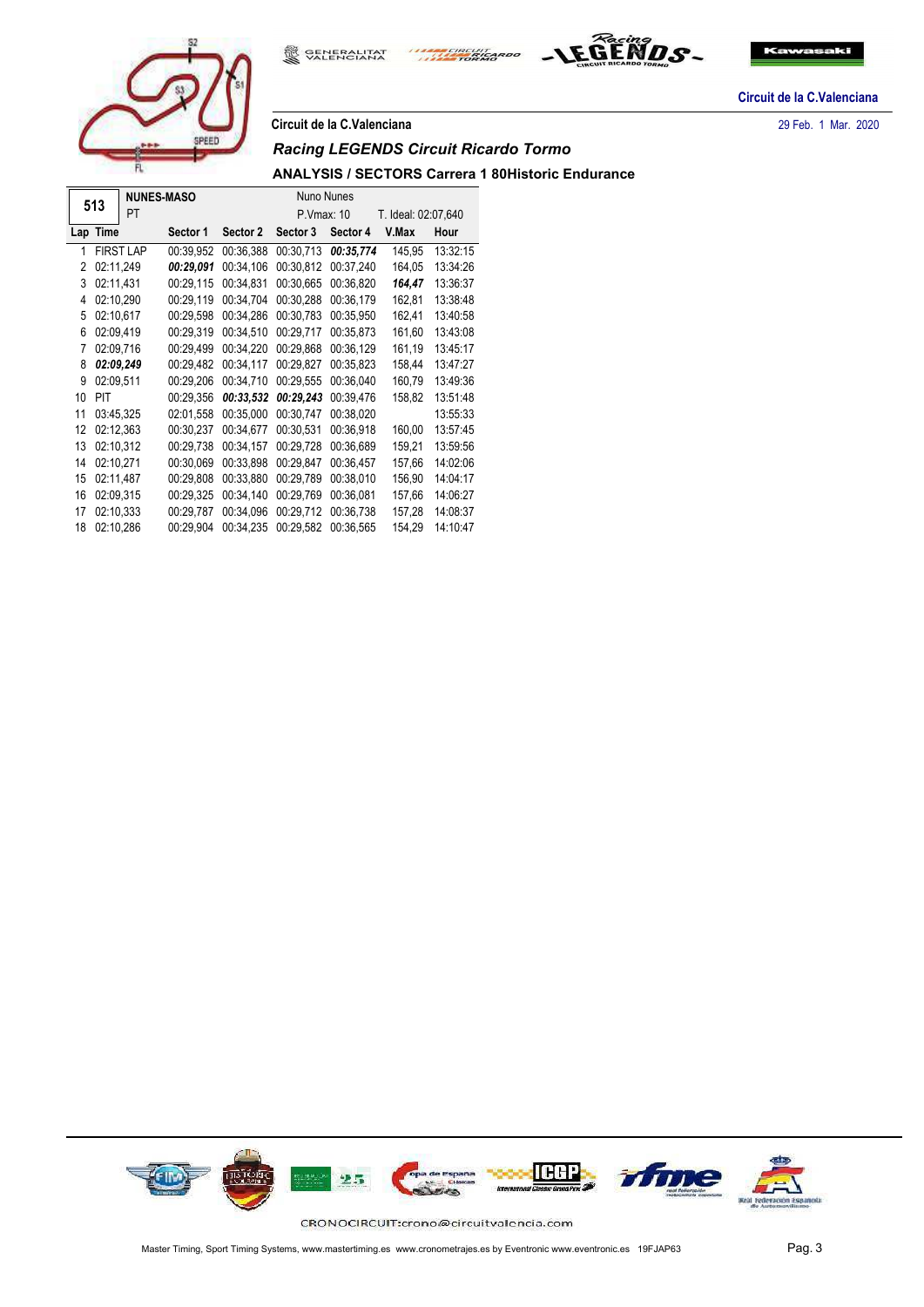Circuit de la C.Valenciana

29 Feb. 1 Mar. 2020

Circuit de la C.Valenciana

## Racing LEGENDS Circuit Ricardo Tormo

### ANALYSIS / SECTORS Carrera 1 80Historic Endurance

| 513 | NUNES-MASO | | | Nuno Nunes | | | |
|---|---|---|---|---|---|---|---|
| | PT | | | P.Vmax: 10 | | T. Ideal: 02:07,640 | |
| **Lap** | **Time** | **Sector 1** | **Sector 2** | **Sector 3** | **Sector 4** | **V.Max** | **Hour** |
| 1 | FIRST LAP | 00:39,952 | 00:36,388 | 00:30,713 | ***00:35,774*** | 145,95 | 13:32:15 |
| 2 | 02:11,249 | ***00:29,091*** | 00:34,106 | 00:30,812 | 00:37,240 | 164,05 | 13:34:26 |
| 3 | 02:11,431 | 00:29,115 | 00:34,831 | 00:30,665 | 00:36,820 | ***164,47*** | 13:36:37 |
| 4 | 02:10,290 | 00:29,119 | 00:34,704 | 00:30,288 | 00:36,179 | 162,81 | 13:38:48 |
| 5 | 02:10,617 | 00:29,598 | 00:34,286 | 00:30,783 | 00:35,950 | 162,41 | 13:40:58 |
| 6 | 02:09,419 | 00:29,319 | 00:34,510 | 00:29,717 | 00:35,873 | 161,60 | 13:43:08 |
| 7 | 02:09,716 | 00:29,499 | 00:34,220 | 00:29,868 | 00:36,129 | 161,19 | 13:45:17 |
| 8 | ***02:09,249*** | 00:29,482 | 00:34,117 | 00:29,827 | 00:35,823 | 158,44 | 13:47:27 |
| 9 | 02:09,511 | 00:29,206 | 00:34,710 | 00:29,555 | 00:36,040 | 160,79 | 13:49:36 |
| 10 | PIT | 00:29,356 | ***00:33,532*** | ***00:29,243*** | 00:39,476 | 158,82 | 13:51:48 |
| 11 | 03:45,325 | 02:01,558 | 00:35,000 | 00:30,747 | 00:38,020 | | 13:55:33 |
| 12 | 02:12,363 | 00:30,237 | 00:34,677 | 00:30,531 | 00:36,918 | 160,00 | 13:57:45 |
| 13 | 02:10,312 | 00:29,738 | 00:34,157 | 00:29,728 | 00:36,689 | 159,21 | 13:59:56 |
| 14 | 02:10,271 | 00:30,069 | 00:33,898 | 00:29,847 | 00:36,457 | 157,66 | 14:02:06 |
| 15 | 02:11,487 | 00:29,808 | 00:33,880 | 00:29,789 | 00:38,010 | 156,90 | 14:04:17 |
| 16 | 02:09,315 | 00:29,325 | 00:34,140 | 00:29,769 | 00:36,081 | 157,66 | 14:06:27 |
| 17 | 02:10,333 | 00:29,787 | 00:34,096 | 00:29,712 | 00:36,738 | 157,28 | 14:08:37 |
| 18 | 02:10,286 | 00:29,904 | 00:34,235 | 00:29,582 | 00:36,565 | 154,29 | 14:10:47 |

CRONOCIRCUIT:crono@circuitvalencia.com

Master Timing, Sport Timing Systems, www.mastertiming.es www.cronometrajes.es by Eventronic www.eventronic.es 19FJAP63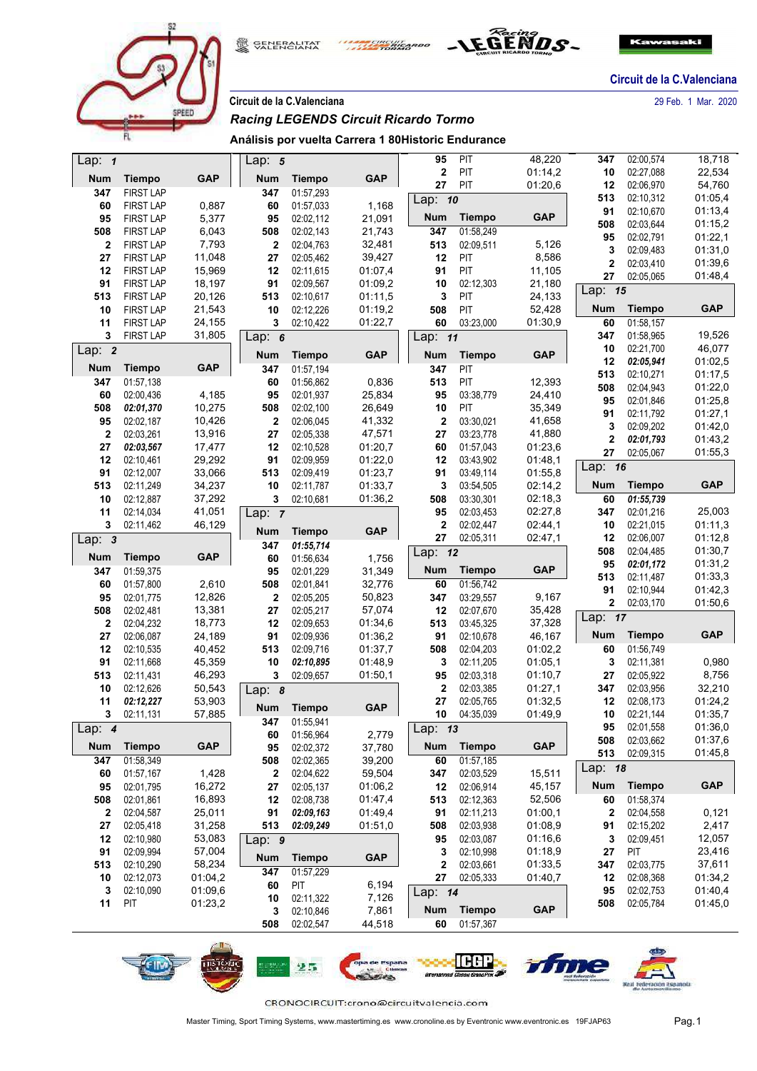Circuit de la C.Valenciana

29 Feb. 1 Mar. 2020

Circuit de la C.Valenciana

## Racing LEGENDS Circuit Ricardo Tormo

### Análisis por vuelta Carrera 1 80Historic Endurance

**Lap: 1**

| Num | Tiempo | GAP |
|---|---|---|
| 347 | FIRST LAP | |
| 60 | FIRST LAP | 0,887 |
| 95 | FIRST LAP | 5,377 |
| 508 | FIRST LAP | 6,043 |
| 2 | FIRST LAP | 7,793 |
| 27 | FIRST LAP | 11,048 |
| 12 | FIRST LAP | 15,969 |
| 91 | FIRST LAP | 18,197 |
| 513 | FIRST LAP | 20,126 |
| 10 | FIRST LAP | 21,543 |
| 11 | FIRST LAP | 24,155 |
| 3 | FIRST LAP | 31,805 |

**Lap: 2**

| Num | Tiempo | GAP |
|---|---|---|
| 347 | 01:57,138 | |
| 60 | 02:00,436 | 4,185 |
| 508 | *02:01,370* | 10,275 |
| 95 | 02:02,187 | 10,426 |
| 2 | 02:03,261 | 13,916 |
| 27 | *02:03,567* | 17,477 |
| 12 | 02:10,461 | 29,292 |
| 91 | 02:12,007 | 33,066 |
| 513 | 02:11,249 | 34,237 |
| 10 | 02:12,887 | 37,292 |
| 11 | 02:14,034 | 41,051 |
| 3 | 02:11,462 | 46,129 |

**Lap: 3**

| Num | Tiempo | GAP |
|---|---|---|
| 347 | 01:59,375 | |
| 60 | 01:57,800 | 2,610 |
| 95 | 02:01,775 | 12,826 |
| 508 | 02:02,481 | 13,381 |
| 2 | 02:04,232 | 18,773 |
| 27 | 02:06,087 | 24,189 |
| 12 | 02:10,535 | 40,452 |
| 91 | 02:11,668 | 45,359 |
| 513 | 02:11,431 | 46,293 |
| 10 | 02:12,626 | 50,543 |
| 11 | *02:12,227* | 53,903 |
| 3 | 02:11,131 | 57,885 |

**Lap: 4**

| Num | Tiempo | GAP |
|---|---|---|
| 347 | 01:58,349 | |
| 60 | 01:57,167 | 1,428 |
| 95 | 02:01,795 | 16,272 |
| 508 | 02:01,861 | 16,893 |
| 2 | 02:04,587 | 25,011 |
| 27 | 02:05,418 | 31,258 |
| 12 | 02:10,980 | 53,083 |
| 91 | 02:09,994 | 57,004 |
| 513 | 02:10,290 | 58,234 |
| 10 | 02:12,073 | 01:04,2 |
| 3 | 02:10,090 | 01:09,6 |
| 11 | PIT | 01:23,2 |

**Lap: 5**

| Num | Tiempo | GAP |
|---|---|---|
| 347 | 01:57,293 | |
| 60 | 01:57,033 | 1,168 |
| 95 | 02:02,112 | 21,091 |
| 508 | 02:02,143 | 21,743 |
| 2 | 02:04,763 | 32,481 |
| 27 | 02:05,462 | 39,427 |
| 12 | 02:11,615 | 01:07,4 |
| 91 | 02:09,567 | 01:09,2 |
| 513 | 02:10,617 | 01:11,5 |
| 10 | 02:12,226 | 01:19,2 |
| 3 | 02:10,422 | 01:22,7 |

**Lap: 6**

| Num | Tiempo | GAP |
|---|---|---|
| 347 | 01:57,194 | |
| 60 | 01:56,862 | 0,836 |
| 95 | 02:01,937 | 25,834 |
| 508 | 02:02,100 | 26,649 |
| 2 | 02:06,045 | 41,332 |
| 27 | 02:05,338 | 47,571 |
| 12 | 02:10,528 | 01:20,7 |
| 91 | 02:09,959 | 01:22,0 |
| 513 | 02:09,419 | 01:23,7 |
| 10 | 02:11,787 | 01:33,7 |
| 3 | 02:10,681 | 01:36,2 |

**Lap: 7**

| Num | Tiempo | GAP |
|---|---|---|
| 347 | *01:55,714* | |
| 60 | 01:56,634 | 1,756 |
| 95 | 02:01,229 | 31,349 |
| 508 | 02:01,841 | 32,776 |
| 2 | 02:05,205 | 50,823 |
| 27 | 02:05,217 | 57,074 |
| 12 | 02:09,653 | 01:34,6 |
| 91 | 02:09,936 | 01:36,2 |
| 513 | 02:09,716 | 01:37,7 |
| 10 | *02:10,895* | 01:48,9 |
| 3 | 02:09,657 | 01:50,1 |

**Lap: 8**

| Num | Tiempo | GAP |
|---|---|---|
| 347 | 01:55,941 | |
| 60 | 01:56,964 | 2,779 |
| 95 | 02:02,372 | 37,780 |
| 508 | 02:02,365 | 39,200 |
| 2 | 02:04,622 | 59,504 |
| 27 | 02:05,137 | 01:06,2 |
| 12 | 02:08,738 | 01:47,4 |
| 91 | *02:09,163* | 01:49,4 |
| 513 | *02:09,249* | 01:51,0 |

**Lap: 9**

| Num | Tiempo | GAP |
|---|---|---|
| 347 | 01:57,229 | |
| 60 | PIT | 6,194 |
| 10 | 02:11,322 | 7,126 |
| 3 | 02:10,846 | 7,861 |
| 508 | 02:02,547 | 44,518 |
| 95 | PIT | 48,220 |
| 2 | PIT | 01:14,2 |
| 27 | PIT | 01:20,6 |

**Lap: 10**

| Num | Tiempo | GAP |
|---|---|---|
| 347 | 01:58,249 | |
| 513 | 02:09,511 | 5,126 |
| 12 | PIT | 8,586 |
| 91 | PIT | 11,105 |
| 10 | 02:12,303 | 21,180 |
| 3 | PIT | 24,133 |
| 508 | PIT | 52,428 |
| 60 | 03:23,000 | 01:30,9 |

**Lap: 11**

| Num | Tiempo | GAP |
|---|---|---|
| 347 | PIT | |
| 513 | PIT | 12,393 |
| 95 | 03:38,779 | 24,410 |
| 10 | PIT | 35,349 |
| 2 | 03:30,021 | 41,658 |
| 27 | 03:23,778 | 41,880 |
| 60 | 01:57,043 | 01:23,6 |
| 12 | 03:43,902 | 01:48,1 |
| 91 | 03:49,114 | 01:55,8 |
| 3 | 03:54,505 | 02:14,2 |
| 508 | 03:30,301 | 02:18,3 |
| 95 | 02:03,453 | 02:27,8 |
| 2 | 02:02,447 | 02:44,1 |
| 27 | 02:05,311 | 02:47,1 |

**Lap: 12**

| Num | Tiempo | GAP |
|---|---|---|
| 60 | 01:56,742 | |
| 347 | 03:29,557 | 9,167 |
| 12 | 02:07,670 | 35,428 |
| 513 | 03:45,325 | 37,328 |
| 91 | 02:10,678 | 46,167 |
| 508 | 02:04,203 | 01:02,2 |
| 3 | 02:11,205 | 01:05,1 |
| 95 | 02:03,318 | 01:10,7 |
| 2 | 02:03,385 | 01:27,1 |
| 27 | 02:05,765 | 01:32,5 |
| 10 | 04:35,039 | 01:49,9 |

**Lap: 13**

| Num | Tiempo | GAP |
|---|---|---|
| 60 | 01:57,185 | |
| 347 | 02:03,529 | 15,511 |
| 12 | 02:06,914 | 45,157 |
| 513 | 02:12,363 | 52,506 |
| 91 | 02:11,213 | 01:00,1 |
| 508 | 02:03,938 | 01:08,9 |
| 95 | 02:03,087 | 01:16,6 |
| 3 | 02:10,998 | 01:18,9 |
| 2 | 02:03,661 | 01:33,5 |
| 27 | 02:05,333 | 01:40,7 |

**Lap: 14**

| Num | Tiempo | GAP |
|---|---|---|
| 60 | 01:57,367 | |
| 347 | 02:00,574 | 18,718 |
| 10 | 02:27,088 | 22,534 |
| 12 | 02:06,970 | 54,760 |
| 513 | 02:10,312 | 01:05,4 |
| 91 | 02:10,670 | 01:13,4 |
| 508 | 02:03,644 | 01:15,2 |
| 95 | 02:02,791 | 01:22,1 |
| 3 | 02:09,483 | 01:31,0 |
| 2 | 02:03,410 | 01:39,6 |
| 27 | 02:05,065 | 01:48,4 |

**Lap: 15**

| Num | Tiempo | GAP |
|---|---|---|
| 60 | 01:58,157 | |
| 347 | 01:58,965 | 19,526 |
| 10 | 02:21,700 | 46,077 |
| 12 | *02:05,941* | 01:02,5 |
| 513 | 02:10,271 | 01:17,5 |
| 508 | 02:04,943 | 01:22,0 |
| 95 | 02:01,846 | 01:25,8 |
| 91 | 02:11,792 | 01:27,1 |
| 3 | 02:09,202 | 01:42,0 |
| 2 | *02:01,793* | 01:43,2 |
| 27 | 02:05,067 | 01:55,3 |

**Lap: 16**

| Num | Tiempo | GAP |
|---|---|---|
| 60 | *01:55,739* | |
| 347 | 02:01,216 | 25,003 |
| 10 | 02:21,015 | 01:11,3 |
| 12 | 02:06,007 | 01:12,8 |
| 508 | 02:04,485 | 01:30,7 |
| 95 | *02:01,172* | 01:31,2 |
| 513 | 02:11,487 | 01:33,3 |
| 91 | 02:10,944 | 01:42,3 |
| 2 | 02:03,170 | 01:50,6 |

**Lap: 17**

| Num | Tiempo | GAP |
|---|---|---|
| 60 | 01:56,749 | |
| 3 | 02:11,931 | 0,980 |
| 27 | 02:05,922 | 8,756 |
| 347 | 02:03,956 | 32,210 |
| 12 | 02:08,173 | 01:24,2 |
| 10 | 02:21,144 | 01:35,7 |
| 95 | 02:01,558 | 01:36,0 |
| 508 | 02:03,662 | 01:37,6 |
| 513 | 02:09,315 | 01:45,8 |

**Lap: 18**

| Num | Tiempo | GAP |
|---|---|---|
| 60 | 01:58,374 | |
| 2 | 02:04,558 | 0,121 |
| 91 | 02:15,202 | 2,417 |
| 3 | 02:09,451 | 12,057 |
| 27 | PIT | 23,416 |
| 347 | 02:03,775 | 37,611 |
| 12 | 02:08,368 | 01:34,2 |
| 95 | 02:02,753 | 01:40,4 |
| 508 | 02:05,784 | 01:45,0 |

CRONOCIRCUIT:crono@circuitvalencia.com

Master Timing, Sport Timing Systems, www.mastertiming.es www.cronoline.es by Eventronic www.eventronic.es 19FJAP63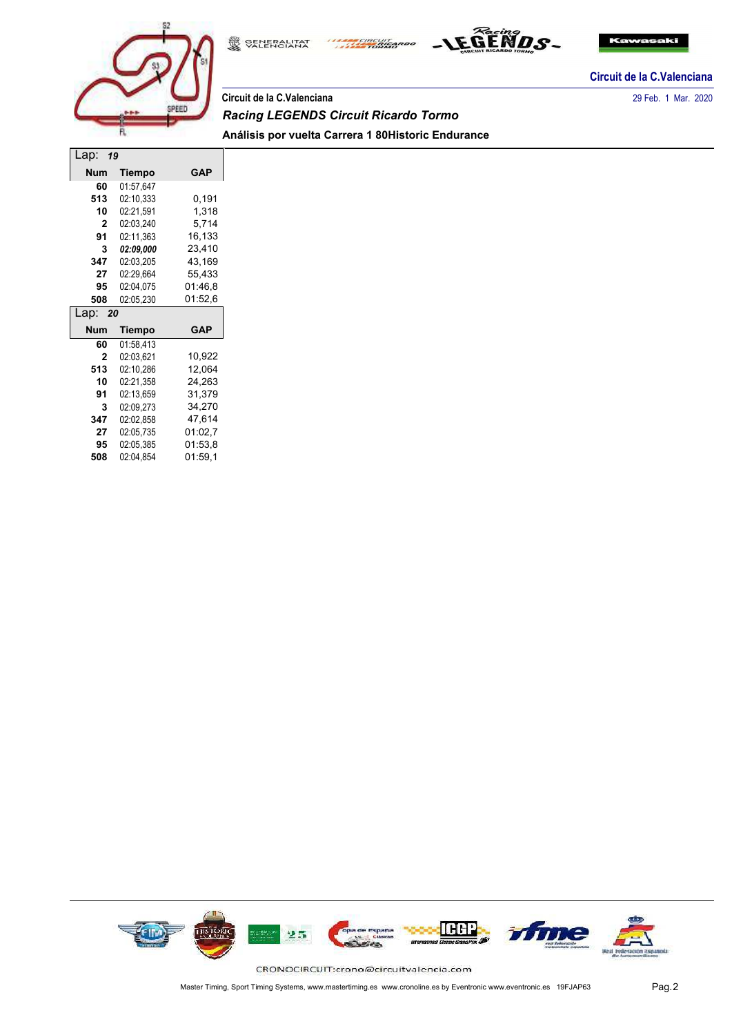Circuit de la C.Valenciana

Circuit de la C.Valenciana

29 Feb. 1 Mar. 2020

*Racing LEGENDS Circuit Ricardo Tormo*

**Análisis por vuelta Carrera 1 80Historic Endurance**

Lap: *19*

| Num | Tiempo | GAP |
|---|---|---|
| 60 | 01:57,647 | |
| 513 | 02:10,333 | 0,191 |
| 10 | 02:21,591 | 1,318 |
| 2 | 02:03,240 | 5,714 |
| 91 | 02:11,363 | 16,133 |
| 3 | *02:09,000* | 23,410 |
| 347 | 02:03,205 | 43,169 |
| 27 | 02:29,664 | 55,433 |
| 95 | 02:04,075 | 01:46,8 |
| 508 | 02:05,230 | 01:52,6 |

Lap: *20*

| Num | Tiempo | GAP |
|---|---|---|
| 60 | 01:58,413 | |
| 2 | 02:03,621 | 10,922 |
| 513 | 02:10,286 | 12,064 |
| 10 | 02:21,358 | 24,263 |
| 91 | 02:13,659 | 31,379 |
| 3 | 02:09,273 | 34,270 |
| 347 | 02:02,858 | 47,614 |
| 27 | 02:05,735 | 01:02,7 |
| 95 | 02:05,385 | 01:53,8 |
| 508 | 02:04,854 | 01:59,1 |

CRONOCIRCUIT:crono@circuitvalencia.com

Master Timing, Sport Timing Systems, www.mastertiming.es www.cronoline.es by Eventronic www.eventronic.es 19FJAP63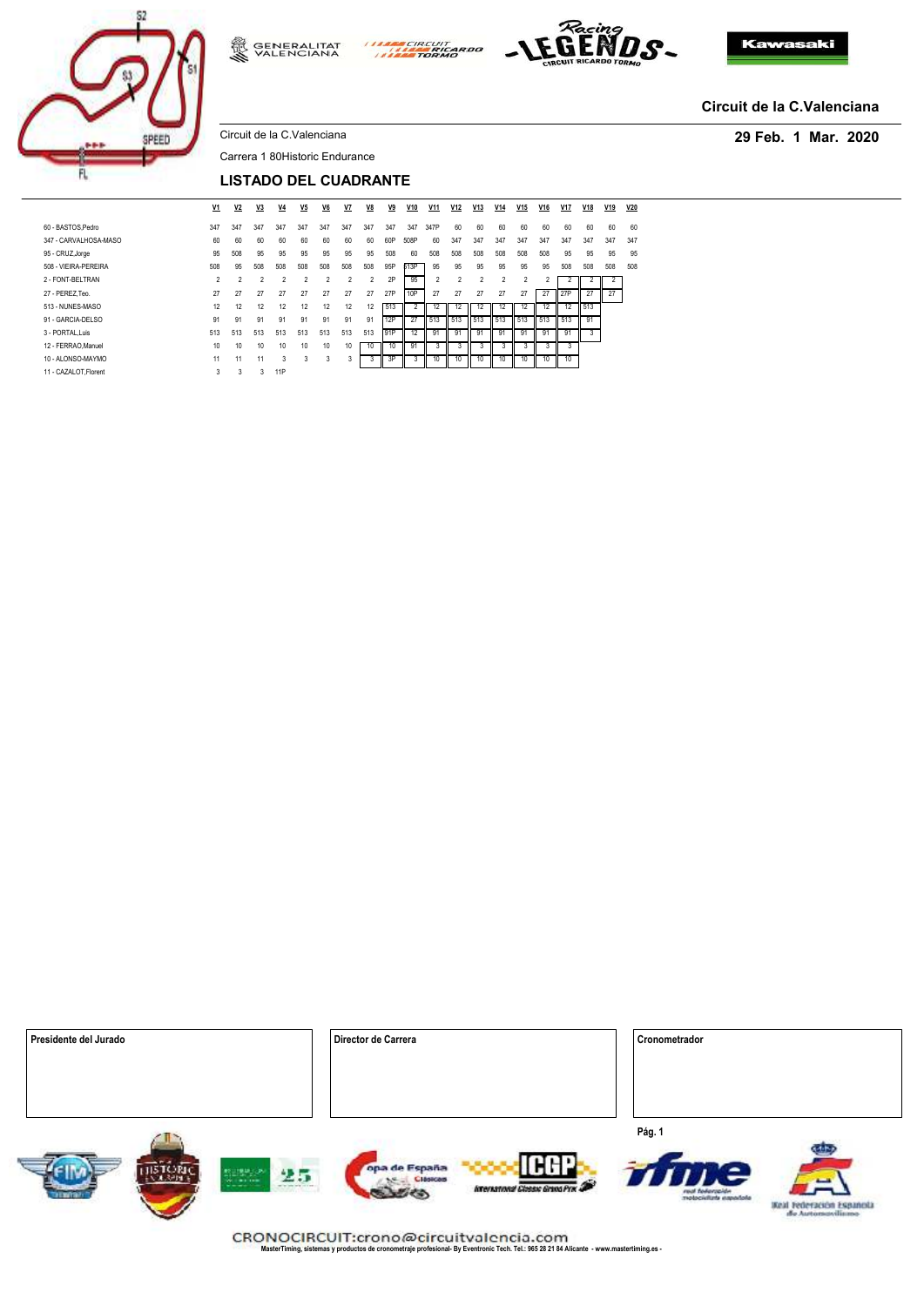Circuit de la C.Valenciana

**29 Feb. 1 Mar. 2020**

Circuit de la C.Valenciana

Carrera 1 80Historic Endurance

## LISTADO DEL CUADRANTE

| | V1 | V2 | V3 | V4 | V5 | V6 | V7 | V8 | V9 | V10 | V11 | V12 | V13 | V14 | V15 | V16 | V17 | V18 | V19 | V20 |
|---|---|---|---|---|---|---|---|---|---|---|---|---|---|---|---|---|---|---|---|---|
| 60 - BASTOS,Pedro | 347 | 347 | 347 | 347 | 347 | 347 | 347 | 347 | 347 | 347 | 347P | 60 | 60 | 60 | 60 | 60 | 60 | 60 | 60 | 60 |
| 347 - CARVALHOSA-MASO | 60 | 60 | 60 | 60 | 60 | 60 | 60 | 60 | 60P | 508P | 60 | 347 | 347 | 347 | 347 | 347 | 347 | 347 | 347 | 347 |
| 95 - CRUZ,Jorge | 95 | 508 | 95 | 95 | 95 | 95 | 95 | 95 | 508 | 60 | 508 | 508 | 508 | 508 | 508 | 508 | 95 | 95 | 95 | 95 |
| 508 - VIEIRA-PEREIRA | 508 | 95 | 508 | 508 | 508 | 508 | 508 | 508 | 95P | 513P | 95 | 95 | 95 | 95 | 95 | 95 | 508 | 508 | 508 | 508 |
| 2 - FONT-BELTRAN | 2 | 2 | 2 | 2 | 2 | 2 | 2 | 2 | 2P | 95 | 2 | 2 | 2 | 2 | 2 | 2 | 2 | 2 | 2 | |
| 27 - PEREZ,Teo. | 27 | 27 | 27 | 27 | 27 | 27 | 27 | 27 | 27P | 10P | 27 | 27 | 27 | 27 | 27 | 27 | 27P | 27 | 27 | |
| 513 - NUNES-MASO | 12 | 12 | 12 | 12 | 12 | 12 | 12 | 12 | 513 | 2 | 12 | 12 | 12 | 12 | 12 | 12 | 12 | 513 | | |
| 91 - GARCIA-DELSO | 91 | 91 | 91 | 91 | 91 | 91 | 91 | 91 | 12P | 27 | 513 | 513 | 513 | 513 | 513 | 513 | 513 | 91 | | |
| 3 - PORTAL,Luis | 513 | 513 | 513 | 513 | 513 | 513 | 513 | 513 | 91P | 12 | 91 | 91 | 91 | 91 | 91 | 91 | 91 | 3 | | |
| 12 - FERRAO,Manuel | 10 | 10 | 10 | 10 | 10 | 10 | 10 | 10 | 10 | 91 | 3 | 3 | 3 | 3 | 3 | 3 | 3 | | | |
| 10 - ALONSO-MAYMO | 11 | 11 | 11 | 3 | 3 | 3 | 3 | 3 | 3P | 3 | 10 | 10 | 10 | 10 | 10 | 10 | 10 | | | |
| 11 - CAZALOT,Florent | 3 | 3 | 3 | 11P | | | | | | | | | | | | | | | | |

**Presidente del Jurado**

**Director de Carrera**

**Cronometrador**

CRONOCIRCUIT:crono@circuitvalencia.com

MasterTiming, sistemas y productos de cronometraje profesional- By Eventronic Tech. Tel.: 965 28 21 84 Alicante - www.mastertiming.es -